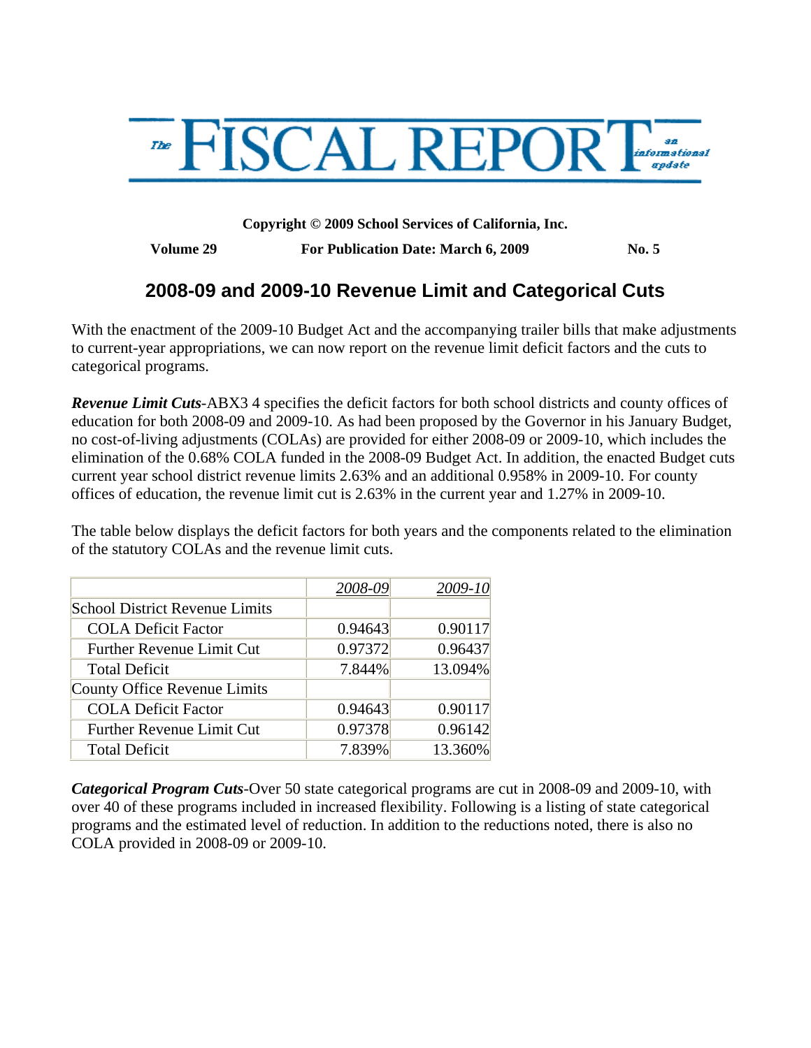# The FISCAL REPORT — an informational update

**Copyright © 2009 School Services of California, Inc.**

**Volume 29** | **For Publication Date: March 6, 2009** | **No. 5**

## 2008-09 and 2009-10 Revenue Limit and Categorical Cuts

With the enactment of the 2009-10 Budget Act and the accompanying trailer bills that make adjustments to current-year appropriations, we can now report on the revenue limit deficit factors and the cuts to categorical programs.

***Revenue Limit Cuts***-ABX3 4 specifies the deficit factors for both school districts and county offices of education for both 2008-09 and 2009-10. As had been proposed by the Governor in his January Budget, no cost-of-living adjustments (COLAs) are provided for either 2008-09 or 2009-10, which includes the elimination of the 0.68% COLA funded in the 2008-09 Budget Act. In addition, the enacted Budget cuts current year school district revenue limits 2.63% and an additional 0.958% in 2009-10. For county offices of education, the revenue limit cut is 2.63% in the current year and 1.27% in 2009-10.

The table below displays the deficit factors for both years and the components related to the elimination of the statutory COLAs and the revenue limit cuts.

| | 2008-09 | 2009-10 |
|---|---|---|
| School District Revenue Limits | | |
| COLA Deficit Factor | 0.94643 | 0.90117 |
| Further Revenue Limit Cut | 0.97372 | 0.96437 |
| Total Deficit | 7.844% | 13.094% |
| County Office Revenue Limits | | |
| COLA Deficit Factor | 0.94643 | 0.90117 |
| Further Revenue Limit Cut | 0.97378 | 0.96142 |
| Total Deficit | 7.839% | 13.360% |

***Categorical Program Cuts***-Over 50 state categorical programs are cut in 2008-09 and 2009-10, with over 40 of these programs included in increased flexibility. Following is a listing of state categorical programs and the estimated level of reduction. In addition to the reductions noted, there is also no COLA provided in 2008-09 or 2009-10.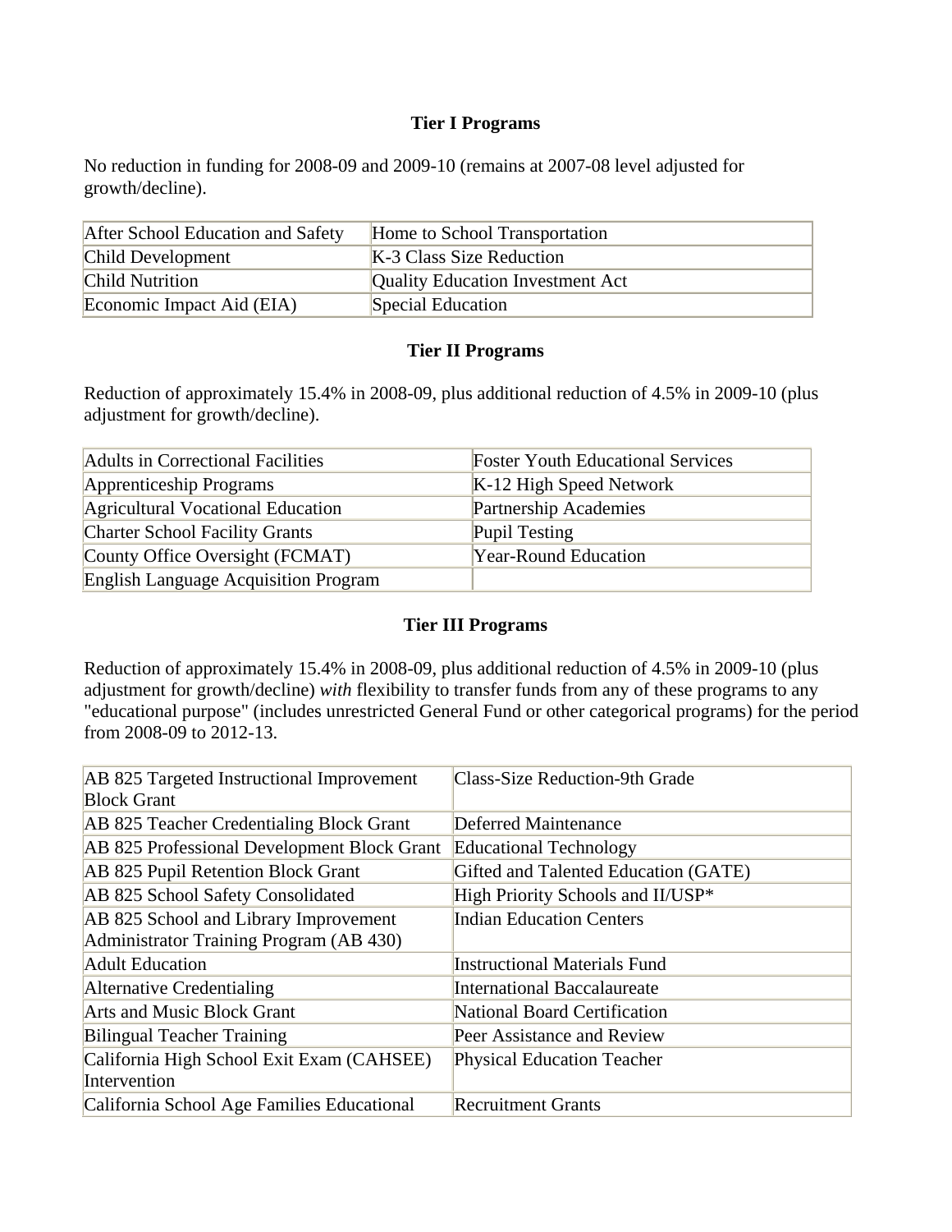**Tier I Programs**

No reduction in funding for 2008-09 and 2009-10 (remains at 2007-08 level adjusted for growth/decline).

| | |
|---|---|
| After School Education and Safety | Home to School Transportation |
| Child Development | K-3 Class Size Reduction |
| Child Nutrition | Quality Education Investment Act |
| Economic Impact Aid (EIA) | Special Education |

**Tier II Programs**

Reduction of approximately 15.4% in 2008-09, plus additional reduction of 4.5% in 2009-10 (plus adjustment for growth/decline).

| | |
|---|---|
| Adults in Correctional Facilities | Foster Youth Educational Services |
| Apprenticeship Programs | K-12 High Speed Network |
| Agricultural Vocational Education | Partnership Academies |
| Charter School Facility Grants | Pupil Testing |
| County Office Oversight (FCMAT) | Year-Round Education |
| English Language Acquisition Program | |

**Tier III Programs**

Reduction of approximately 15.4% in 2008-09, plus additional reduction of 4.5% in 2009-10 (plus adjustment for growth/decline) *with* flexibility to transfer funds from any of these programs to any "educational purpose" (includes unrestricted General Fund or other categorical programs) for the period from 2008-09 to 2012-13.

| | |
|---|---|
| AB 825 Targeted Instructional Improvement Block Grant | Class-Size Reduction-9th Grade |
| AB 825 Teacher Credentialing Block Grant | Deferred Maintenance |
| AB 825 Professional Development Block Grant | Educational Technology |
| AB 825 Pupil Retention Block Grant | Gifted and Talented Education (GATE) |
| AB 825 School Safety Consolidated | High Priority Schools and II/USP* |
| AB 825 School and Library Improvement Administrator Training Program (AB 430) | Indian Education Centers |
| Adult Education | Instructional Materials Fund |
| Alternative Credentialing | International Baccalaureate |
| Arts and Music Block Grant | National Board Certification |
| Bilingual Teacher Training | Peer Assistance and Review |
| California High School Exit Exam (CAHSEE) Intervention | Physical Education Teacher |
| California School Age Families Educational | Recruitment Grants |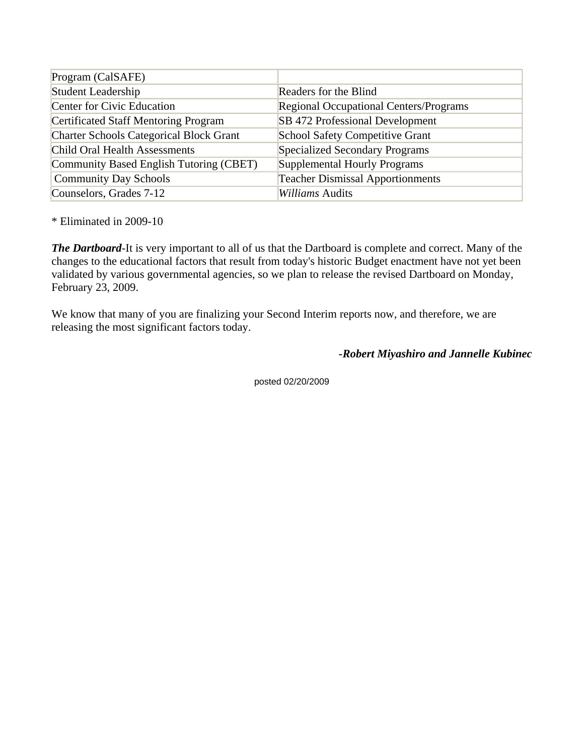| | |
|---|---|
| Program (CalSAFE) | |
| Student Leadership | Readers for the Blind |
| Center for Civic Education | Regional Occupational Centers/Programs |
| Certificated Staff Mentoring Program | SB 472 Professional Development |
| Charter Schools Categorical Block Grant | School Safety Competitive Grant |
| Child Oral Health Assessments | Specialized Secondary Programs |
| Community Based English Tutoring (CBET) | Supplemental Hourly Programs |
| Community Day Schools | Teacher Dismissal Apportionments |
| Counselors, Grades 7-12 | *Williams* Audits |

* Eliminated in 2009-10

***The Dartboard***-It is very important to all of us that the Dartboard is complete and correct. Many of the changes to the educational factors that result from today's historic Budget enactment have not yet been validated by various governmental agencies, so we plan to release the revised Dartboard on Monday, February 23, 2009.

We know that many of you are finalizing your Second Interim reports now, and therefore, we are releasing the most significant factors today.

***-Robert Miyashiro and Jannelle Kubinec***

posted 02/20/2009